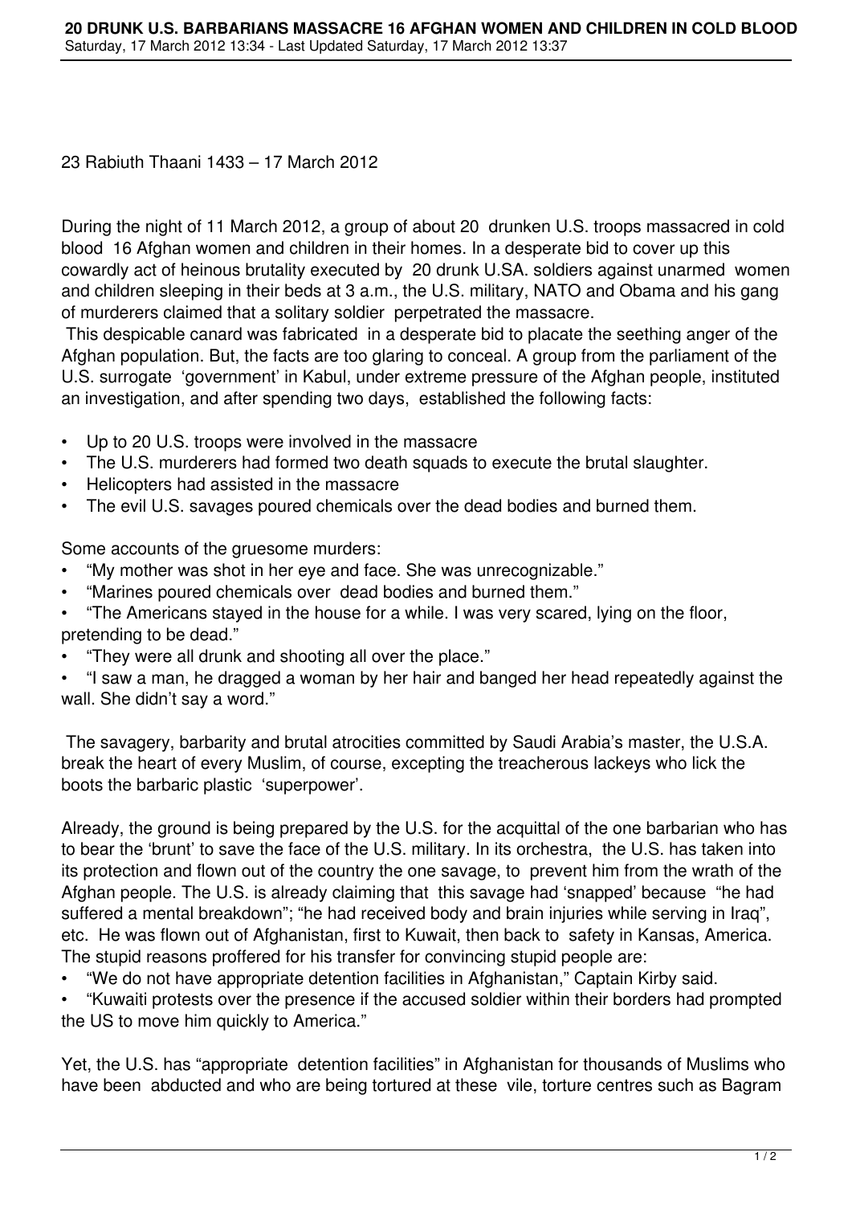# 20 DRUNK U.S. BARBARIANS MASSACRE 16 AFGHAN WOMEN AND CHILDREN IN COLD BLOOD

Saturday, 17 March 2012 13:34 - Last Updated Saturday, 17 March 2012 13:37

23 Rabiuth Thaani 1433 – 17 March 2012

During the night of 11 March 2012, a group of about 20 drunken U.S. troops massacred in cold blood 16 Afghan women and children in their homes. In a desperate bid to cover up this cowardly act of heinous brutality executed by 20 drunk U.S.A. soldiers against unarmed women and children sleeping in their beds at 3 a.m., the U.S. military, NATO and Obama and his gang of murderers claimed that a solitary soldier perpetrated the massacre.

This despicable canard was fabricated in a desperate bid to placate the seething anger of the Afghan population. But, the facts are too glaring to conceal. A group from the parliament of the U.S. surrogate 'government' in Kabul, under extreme pressure of the Afghan people, instituted an investigation, and after spending two days, established the following facts:

- Up to 20 U.S. troops were involved in the massacre
- The U.S. murderers had formed two death squads to execute the brutal slaughter.
- Helicopters had assisted in the massacre
- The evil U.S. savages poured chemicals over the dead bodies and burned them.

Some accounts of the gruesome murders:

- "My mother was shot in her eye and face. She was unrecognizable."
- "Marines poured chemicals over dead bodies and burned them."
- "The Americans stayed in the house for a while. I was very scared, lying on the floor, pretending to be dead."
- "They were all drunk and shooting all over the place."
- "I saw a man, he dragged a woman by her hair and banged her head repeatedly against the wall. She didn't say a word."

The savagery, barbarity and brutal atrocities committed by Saudi Arabia's master, the U.S.A. break the heart of every Muslim, of course, excepting the treacherous lackeys who lick the boots the barbaric plastic 'superpower'.

Already, the ground is being prepared by the U.S. for the acquittal of the one barbarian who has to bear the 'brunt' to save the face of the U.S. military. In its orchestra, the U.S. has taken into its protection and flown out of the country the one savage, to prevent him from the wrath of the Afghan people. The U.S. is already claiming that this savage had 'snapped' because "he had suffered a mental breakdown"; "he had received body and brain injuries while serving in Iraq", etc. He was flown out of Afghanistan, first to Kuwait, then back to safety in Kansas, America. The stupid reasons proffered for his transfer for convincing stupid people are:

- "We do not have appropriate detention facilities in Afghanistan," Captain Kirby said.
- "Kuwaiti protests over the presence if the accused soldier within their borders had prompted the US to move him quickly to America."

Yet, the U.S. has "appropriate detention facilities" in Afghanistan for thousands of Muslims who have been abducted and who are being tortured at these vile, torture centres such as Bagram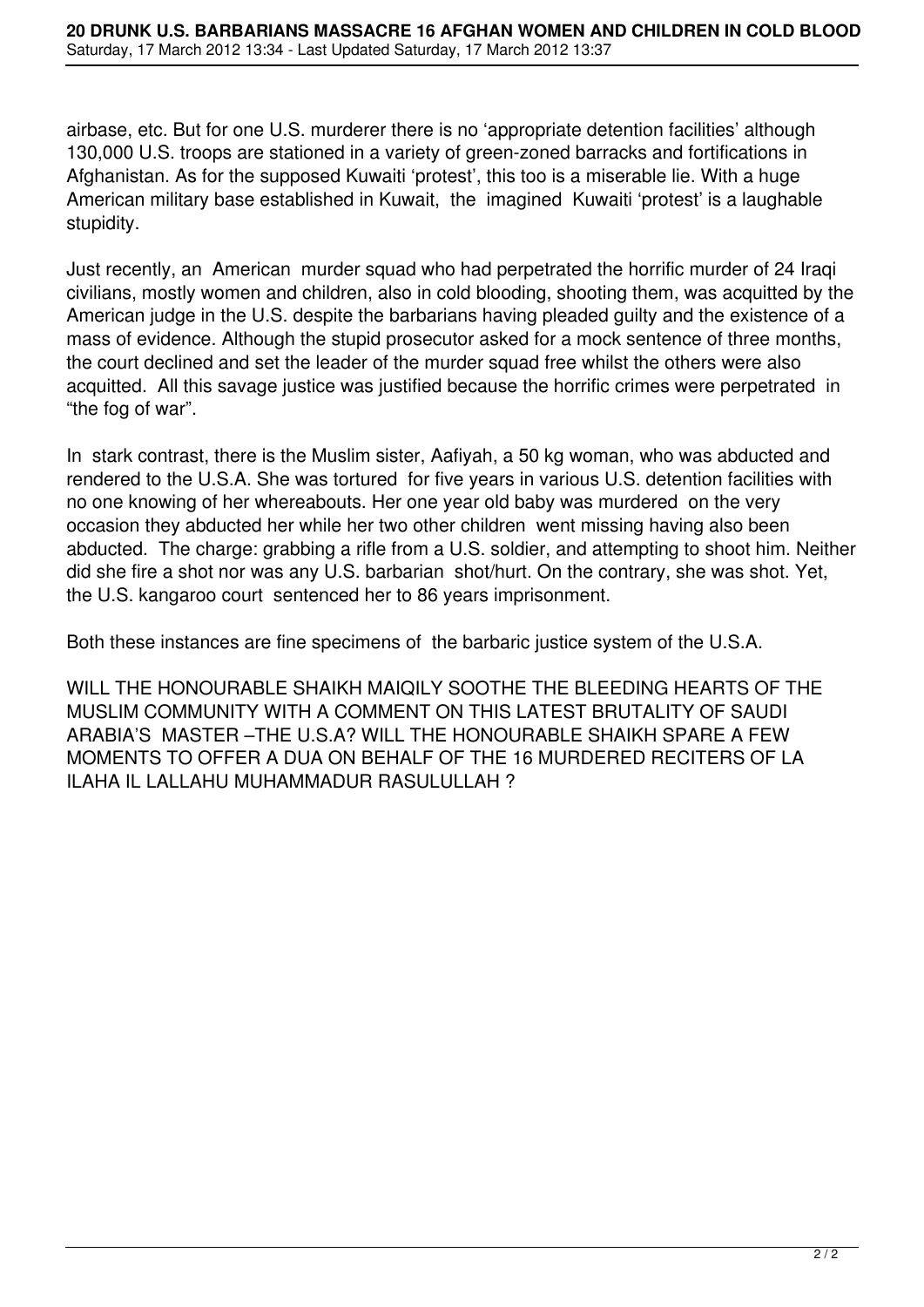airbase, etc. But for one U.S. murderer there is no 'appropriate detention facilities' although 130,000 U.S. troops are stationed in a variety of green-zoned barracks and fortifications in Afghanistan. As for the supposed Kuwaiti 'protest', this too is a miserable lie. With a huge American military base established in Kuwait, the imagined Kuwaiti 'protest' is a laughable stupidity.

Just recently, an American murder squad who had perpetrated the horrific murder of 24 Iraqi civilians, mostly women and children, also in cold blooding, shooting them, was acquitted by the American judge in the U.S. despite the barbarians having pleaded guilty and the existence of a mass of evidence. Although the stupid prosecutor asked for a mock sentence of three months, the court declined and set the leader of the murder squad free whilst the others were also acquitted. All this savage justice was justified because the horrific crimes were perpetrated in "the fog of war".

In stark contrast, there is the Muslim sister, Aafiyah, a 50 kg woman, who was abducted and rendered to the U.S.A. She was tortured for five years in various U.S. detention facilities with no one knowing of her whereabouts. Her one year old baby was murdered on the very occasion they abducted her while her two other children went missing having also been abducted. The charge: grabbing a rifle from a U.S. soldier, and attempting to shoot him. Neither did she fire a shot nor was any U.S. barbarian shot/hurt. On the contrary, she was shot. Yet, the U.S. kangaroo court sentenced her to 86 years imprisonment.

Both these instances are fine specimens of the barbaric justice system of the U.S.A.

WILL THE HONOURABLE SHAIKH MAIQILY SOOTHE THE BLEEDING HEARTS OF THE MUSLIM COMMUNITY WITH A COMMENT ON THIS LATEST BRUTALITY OF SAUDI ARABIA'S MASTER –THE U.S.A? WILL THE HONOURABLE SHAIKH SPARE A FEW MOMENTS TO OFFER A DUA ON BEHALF OF THE 16 MURDERED RECITERS OF LA ILAHA IL LALLAHU MUHAMMADUR RASULULLAH ?